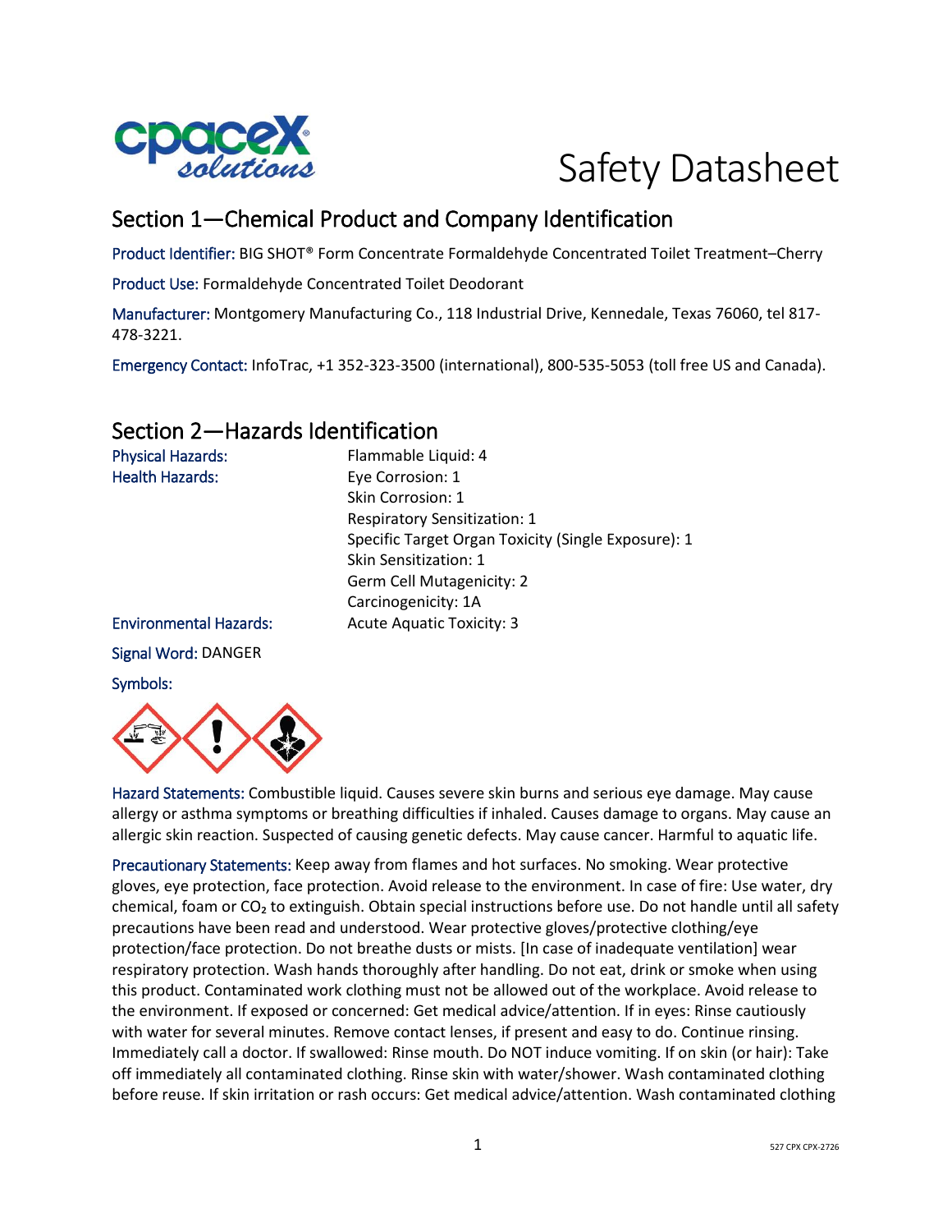# Safety Datasheet

## Section 1—Chemical Product and Company Identification

Product Identifier: BIG SHOT® Form Concentrate Formaldehyde Concentrated Toilet Treatment–Cherry

Product Use: Formaldehyde Concentrated Toilet Deodorant

Manufacturer: Montgomery Manufacturing Co., 118 Industrial Drive, Kennedale, Texas 76060, tel 817-478-3221.

Emergency Contact: InfoTrac, +1 352-323-3500 (international), 800-535-5053 (toll free US and Canada).

## Section 2—Hazards Identification

| | |
|---|---|
| Physical Hazards: | Flammable Liquid: 4 |
| Health Hazards: | Eye Corrosion: 1 |
| | Skin Corrosion: 1 |
| | Respiratory Sensitization: 1 |
| | Specific Target Organ Toxicity (Single Exposure): 1 |
| | Skin Sensitization: 1 |
| | Germ Cell Mutagenicity: 2 |
| | Carcinogenicity: 1A |
| Environmental Hazards: | Acute Aquatic Toxicity: 3 |

Signal Word: DANGER

Symbols:

Hazard Statements: Combustible liquid. Causes severe skin burns and serious eye damage. May cause allergy or asthma symptoms or breathing difficulties if inhaled. Causes damage to organs. May cause an allergic skin reaction. Suspected of causing genetic defects. May cause cancer. Harmful to aquatic life.

Precautionary Statements: Keep away from flames and hot surfaces. No smoking. Wear protective gloves, eye protection, face protection. Avoid release to the environment. In case of fire: Use water, dry chemical, foam or $CO_2$ to extinguish. Obtain special instructions before use. Do not handle until all safety precautions have been read and understood. Wear protective gloves/protective clothing/eye protection/face protection. Do not breathe dusts or mists. [In case of inadequate ventilation] wear respiratory protection. Wash hands thoroughly after handling. Do not eat, drink or smoke when using this product. Contaminated work clothing must not be allowed out of the workplace. Avoid release to the environment. If exposed or concerned: Get medical advice/attention. If in eyes: Rinse cautiously with water for several minutes. Remove contact lenses, if present and easy to do. Continue rinsing. Immediately call a doctor. If swallowed: Rinse mouth. Do NOT induce vomiting. If on skin (or hair): Take off immediately all contaminated clothing. Rinse skin with water/shower. Wash contaminated clothing before reuse. If skin irritation or rash occurs: Get medical advice/attention. Wash contaminated clothing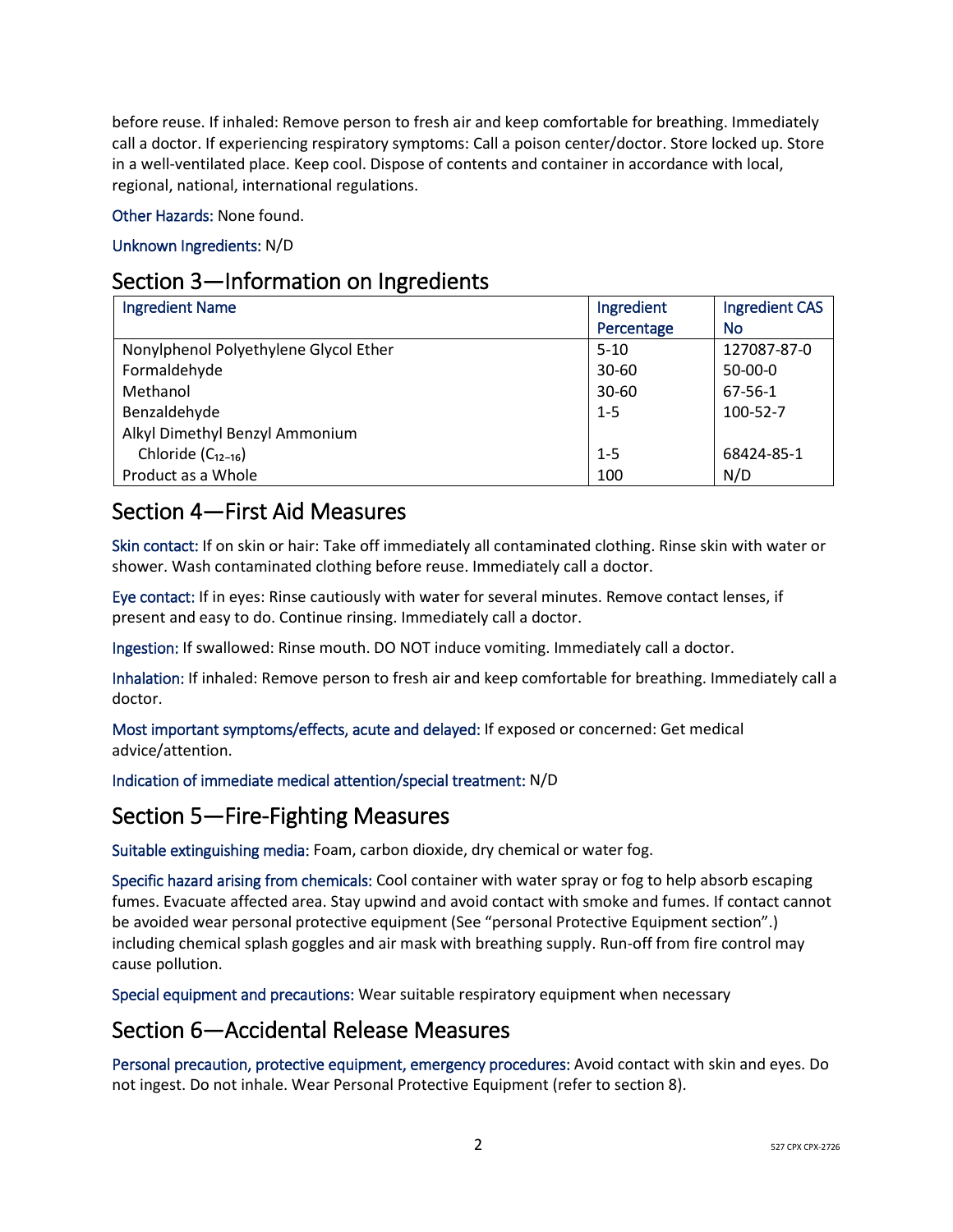before reuse. If inhaled: Remove person to fresh air and keep comfortable for breathing. Immediately call a doctor. If experiencing respiratory symptoms: Call a poison center/doctor. Store locked up. Store in a well-ventilated place. Keep cool. Dispose of contents and container in accordance with local, regional, national, international regulations.

Other Hazards: None found.

Unknown Ingredients: N/D

## Section 3—Information on Ingredients

| Ingredient Name | Ingredient Percentage | Ingredient CAS No |
|---|---|---|
| Nonylphenol Polyethylene Glycol Ether | 5-10 | 127087-87-0 |
| Formaldehyde | 30-60 | 50-00-0 |
| Methanol | 30-60 | 67-56-1 |
| Benzaldehyde | 1-5 | 100-52-7 |
| Alkyl Dimethyl Benzyl Ammonium Chloride ($C_{12-16}$) | 1-5 | 68424-85-1 |
| Product as a Whole | 100 | N/D |

## Section 4—First Aid Measures

Skin contact: If on skin or hair: Take off immediately all contaminated clothing. Rinse skin with water or shower. Wash contaminated clothing before reuse. Immediately call a doctor.

Eye contact: If in eyes: Rinse cautiously with water for several minutes. Remove contact lenses, if present and easy to do. Continue rinsing. Immediately call a doctor.

Ingestion: If swallowed: Rinse mouth. DO NOT induce vomiting. Immediately call a doctor.

Inhalation: If inhaled: Remove person to fresh air and keep comfortable for breathing. Immediately call a doctor.

Most important symptoms/effects, acute and delayed: If exposed or concerned: Get medical advice/attention.

Indication of immediate medical attention/special treatment: N/D

## Section 5—Fire-Fighting Measures

Suitable extinguishing media: Foam, carbon dioxide, dry chemical or water fog.

Specific hazard arising from chemicals: Cool container with water spray or fog to help absorb escaping fumes. Evacuate affected area. Stay upwind and avoid contact with smoke and fumes. If contact cannot be avoided wear personal protective equipment (See "personal Protective Equipment section".) including chemical splash goggles and air mask with breathing supply. Run-off from fire control may cause pollution.

Special equipment and precautions: Wear suitable respiratory equipment when necessary

## Section 6—Accidental Release Measures

Personal precaution, protective equipment, emergency procedures: Avoid contact with skin and eyes. Do not ingest. Do not inhale. Wear Personal Protective Equipment (refer to section 8).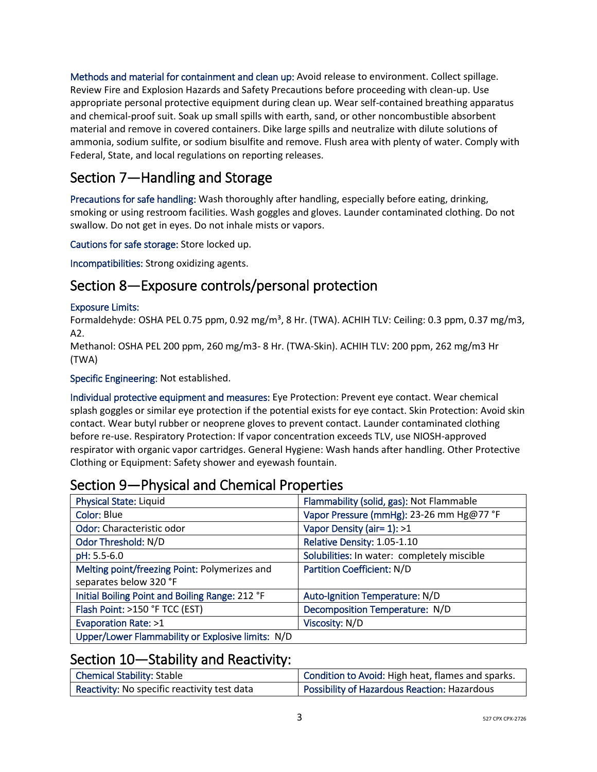**Methods and material for containment and clean up:** Avoid release to environment. Collect spillage. Review Fire and Explosion Hazards and Safety Precautions before proceeding with clean-up. Use appropriate personal protective equipment during clean up. Wear self-contained breathing apparatus and chemical-proof suit. Soak up small spills with earth, sand, or other noncombustible absorbent material and remove in covered containers. Dike large spills and neutralize with dilute solutions of ammonia, sodium sulfite, or sodium bisulfite and remove. Flush area with plenty of water. Comply with Federal, State, and local regulations on reporting releases.

## Section 7—Handling and Storage

**Precautions for safe handling:** Wash thoroughly after handling, especially before eating, drinking, smoking or using restroom facilities. Wash goggles and gloves. Launder contaminated clothing. Do not swallow. Do not get in eyes. Do not inhale mists or vapors.

**Cautions for safe storage:** Store locked up.

**Incompatibilities:** Strong oxidizing agents.

## Section 8—Exposure controls/personal protection

**Exposure Limits:**
Formaldehyde: OSHA PEL 0.75 ppm, 0.92 mg/m³, 8 Hr. (TWA). ACHIH TLV: Ceiling: 0.3 ppm, 0.37 mg/m3, A2.
Methanol: OSHA PEL 200 ppm, 260 mg/m3- 8 Hr. (TWA-Skin). ACHIH TLV: 200 ppm, 262 mg/m3 Hr (TWA)

**Specific Engineering:** Not established.

**Individual protective equipment and measures:** Eye Protection: Prevent eye contact. Wear chemical splash goggles or similar eye protection if the potential exists for eye contact. Skin Protection: Avoid skin contact. Wear butyl rubber or neoprene gloves to prevent contact. Launder contaminated clothing before re-use. Respiratory Protection: If vapor concentration exceeds TLV, use NIOSH-approved respirator with organic vapor cartridges. General Hygiene: Wash hands after handling. Other Protective Clothing or Equipment: Safety shower and eyewash fountain.

## Section 9—Physical and Chemical Properties

| | |
|---|---|
| **Physical State:** Liquid | **Flammability (solid, gas):** Not Flammable |
| **Color:** Blue | **Vapor Pressure (mmHg):** 23-26 mm Hg@77 °F |
| **Odor:** Characteristic odor | **Vapor Density (air= 1):** >1 |
| **Odor Threshold:** N/D | **Relative Density:** 1.05-1.10 |
| **pH:** 5.5-6.0 | **Solubilities:** In water: completely miscible |
| **Melting point/freezing Point:** Polymerizes and separates below 320 °F | **Partition Coefficient:** N/D |
| **Initial Boiling Point and Boiling Range:** 212 °F | **Auto-Ignition Temperature:** N/D |
| **Flash Point:** >150 °F TCC (EST) | **Decomposition Temperature:** N/D |
| **Evaporation Rate:** >1 | **Viscosity:** N/D |
| **Upper/Lower Flammability or Explosive limits:** N/D | |

## Section 10—Stability and Reactivity:

| | |
|---|---|
| **Chemical Stability:** Stable | **Condition to Avoid:** High heat, flames and sparks. |
| **Reactivity:** No specific reactivity test data | **Possibility of Hazardous Reaction:** Hazardous |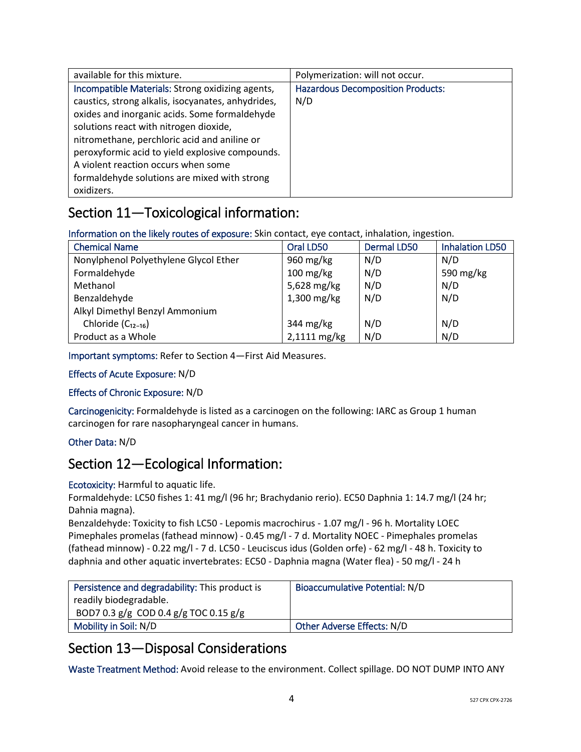| available for this mixture. | Polymerization: will not occur. |
|---|---|
| Incompatible Materials: Strong oxidizing agents, caustics, strong alkalis, isocyanates, anhydrides, oxides and inorganic acids. Some formaldehyde solutions react with nitrogen dioxide, nitromethane, perchloric acid and aniline or peroxyformic acid to yield explosive compounds. A violent reaction occurs when some formaldehyde solutions are mixed with strong oxidizers. | Hazardous Decomposition Products: N/D |

## Section 11—Toxicological information:

Information on the likely routes of exposure: Skin contact, eye contact, inhalation, ingestion.

| Chemical Name | Oral LD50 | Dermal LD50 | Inhalation LD50 |
|---|---|---|---|
| Nonylphenol Polyethylene Glycol Ether | 960 mg/kg | N/D | N/D |
| Formaldehyde | 100 mg/kg | N/D | 590 mg/kg |
| Methanol | 5,628 mg/kg | N/D | N/D |
| Benzaldehyde | 1,300 mg/kg | N/D | N/D |
| Alkyl Dimethyl Benzyl Ammonium Chloride ($C_{12-16}$) | 344 mg/kg | N/D | N/D |
| Product as a Whole | 2,1111 mg/kg | N/D | N/D |

Important symptoms: Refer to Section 4—First Aid Measures.

Effects of Acute Exposure: N/D

Effects of Chronic Exposure: N/D

Carcinogenicity: Formaldehyde is listed as a carcinogen on the following: IARC as Group 1 human carcinogen for rare nasopharyngeal cancer in humans.

Other Data: N/D

## Section 12—Ecological Information:

Ecotoxicity: Harmful to aquatic life.
Formaldehyde: LC50 fishes 1: 41 mg/l (96 hr; Brachydanio rerio). EC50 Daphnia 1: 14.7 mg/l (24 hr; Dahnia magna).
Benzaldehyde: Toxicity to fish LC50 - Lepomis macrochirus - 1.07 mg/l - 96 h. Mortality LOEC Pimephales promelas (fathead minnow) - 0.45 mg/l - 7 d. Mortality NOEC - Pimephales promelas (fathead minnow) - 0.22 mg/l - 7 d. LC50 - Leuciscus idus (Golden orfe) - 62 mg/l - 48 h. Toxicity to daphnia and other aquatic invertebrates: EC50 - Daphnia magna (Water flea) - 50 mg/l - 24 h

| Persistence and degradability: This product is readily biodegradable. BOD7 0.3 g/g COD 0.4 g/g TOC 0.15 g/g | Bioaccumulative Potential: N/D |
|---|---|
| Mobility in Soil: N/D | Other Adverse Effects: N/D |

## Section 13—Disposal Considerations

Waste Treatment Method: Avoid release to the environment. Collect spillage. DO NOT DUMP INTO ANY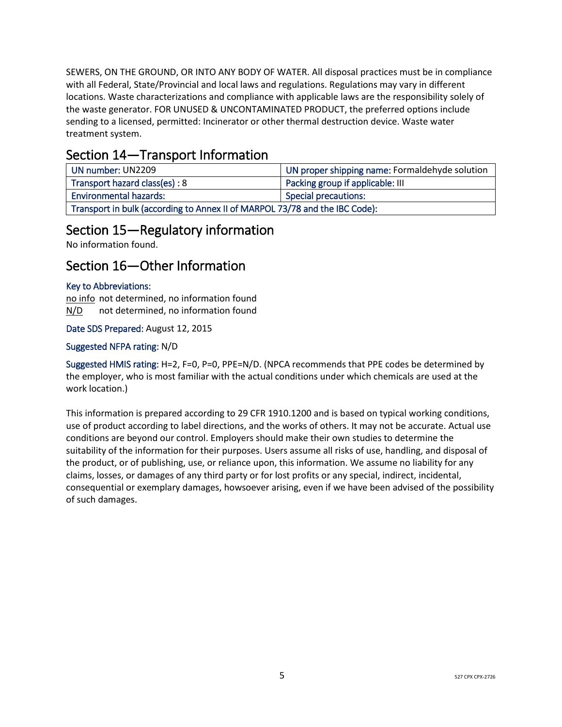SEWERS, ON THE GROUND, OR INTO ANY BODY OF WATER. All disposal practices must be in compliance with all Federal, State/Provincial and local laws and regulations. Regulations may vary in different locations. Waste characterizations and compliance with applicable laws are the responsibility solely of the waste generator. FOR UNUSED & UNCONTAMINATED PRODUCT, the preferred options include sending to a licensed, permitted: Incinerator or other thermal destruction device. Waste water treatment system.

## Section 14—Transport Information

| | |
|---|---|
| UN number: UN2209 | UN proper shipping name: Formaldehyde solution |
| Transport hazard class(es) : 8 | Packing group if applicable: III |
| Environmental hazards: | Special precautions: |
| Transport in bulk (according to Annex II of MARPOL 73/78 and the IBC Code): | |

## Section 15—Regulatory information

No information found.

## Section 16—Other Information

Key to Abbreviations:

no info not determined, no information found
N/D not determined, no information found

Date SDS Prepared: August 12, 2015

Suggested NFPA rating: N/D

Suggested HMIS rating: H=2, F=0, P=0, PPE=N/D. (NPCA recommends that PPE codes be determined by the employer, who is most familiar with the actual conditions under which chemicals are used at the work location.)

This information is prepared according to 29 CFR 1910.1200 and is based on typical working conditions, use of product according to label directions, and the works of others. It may not be accurate. Actual use conditions are beyond our control. Employers should make their own studies to determine the suitability of the information for their purposes. Users assume all risks of use, handling, and disposal of the product, or of publishing, use, or reliance upon, this information. We assume no liability for any claims, losses, or damages of any third party or for lost profits or any special, indirect, incidental, consequential or exemplary damages, howsoever arising, even if we have been advised of the possibility of such damages.